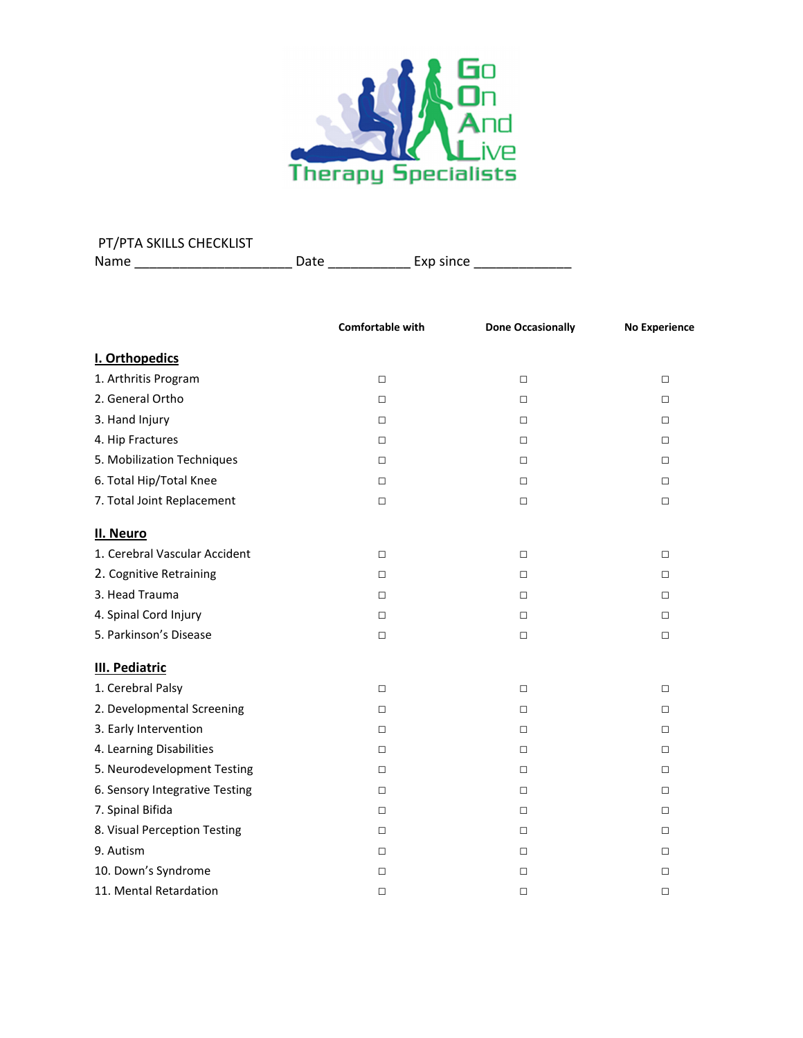Go On And Live Therapy Specialists

PT/PTA SKILLS CHECKLIST

Name _____________________ Date ___________ Exp since _____________

| | Comfortable with | Done Occasionally | No Experience |
|---|---|---|---|
| **I. Orthopedics** | | | |
| 1. Arthritis Program | ☐ | ☐ | ☐ |
| 2. General Ortho | ☐ | ☐ | ☐ |
| 3. Hand Injury | ☐ | ☐ | ☐ |
| 4. Hip Fractures | ☐ | ☐ | ☐ |
| 5. Mobilization Techniques | ☐ | ☐ | ☐ |
| 6. Total Hip/Total Knee | ☐ | ☐ | ☐ |
| 7. Total Joint Replacement | ☐ | ☐ | ☐ |
| **II. Neuro** | | | |
| 1. Cerebral Vascular Accident | ☐ | ☐ | ☐ |
| 2. Cognitive Retraining | ☐ | ☐ | ☐ |
| 3. Head Trauma | ☐ | ☐ | ☐ |
| 4. Spinal Cord Injury | ☐ | ☐ | ☐ |
| 5. Parkinson's Disease | ☐ | ☐ | ☐ |
| **III. Pediatric** | | | |
| 1. Cerebral Palsy | ☐ | ☐ | ☐ |
| 2. Developmental Screening | ☐ | ☐ | ☐ |
| 3. Early Intervention | ☐ | ☐ | ☐ |
| 4. Learning Disabilities | ☐ | ☐ | ☐ |
| 5. Neurodevelopment Testing | ☐ | ☐ | ☐ |
| 6. Sensory Integrative Testing | ☐ | ☐ | ☐ |
| 7. Spinal Bifida | ☐ | ☐ | ☐ |
| 8. Visual Perception Testing | ☐ | ☐ | ☐ |
| 9. Autism | ☐ | ☐ | ☐ |
| 10. Down's Syndrome | ☐ | ☐ | ☐ |
| 11. Mental Retardation | ☐ | ☐ | ☐ |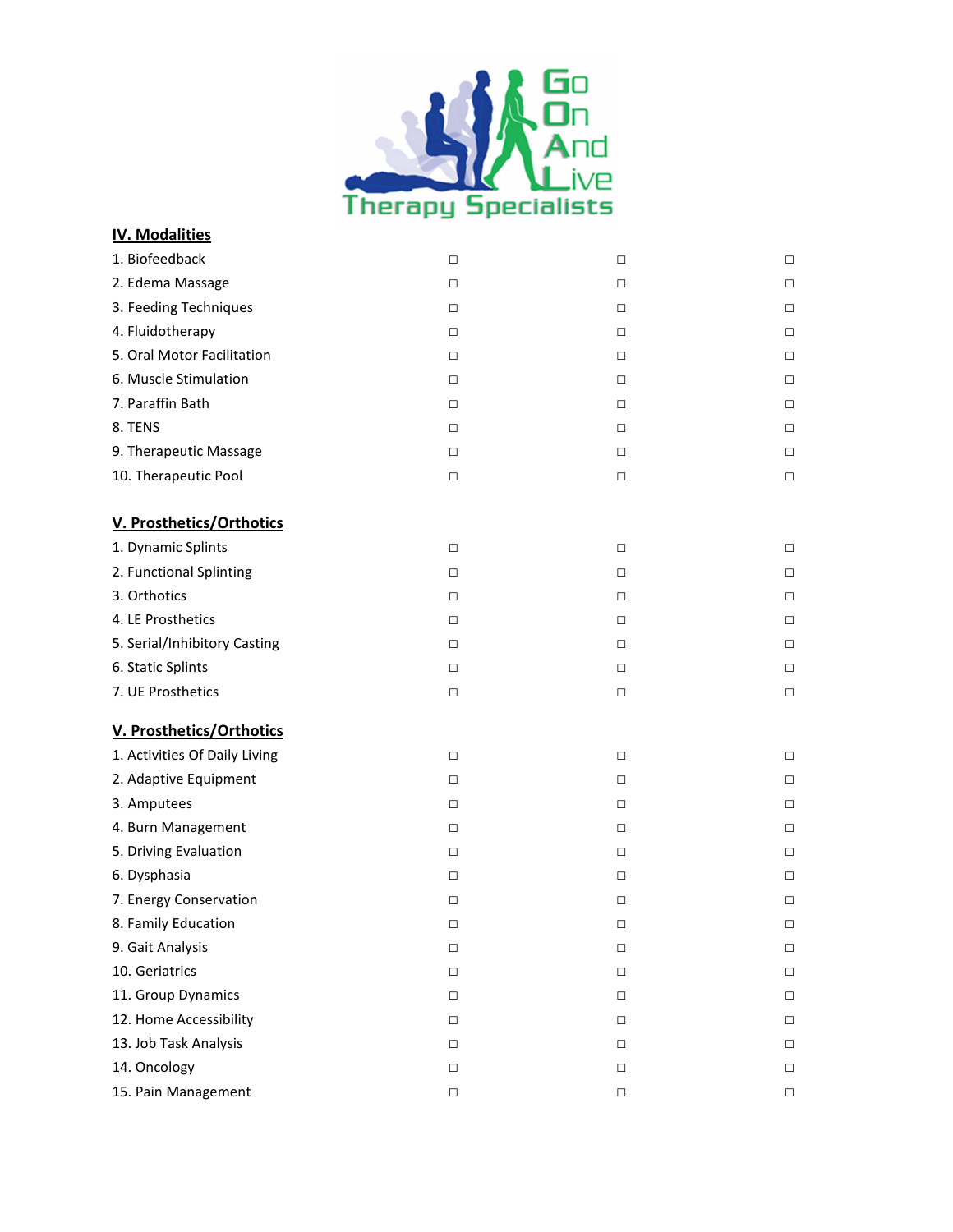Go On And Live Therapy Specialists

**IV. Modalities**

| | | | |
|---|---|---|---|
| 1. Biofeedback | ☐ | ☐ | ☐ |
| 2. Edema Massage | ☐ | ☐ | ☐ |
| 3. Feeding Techniques | ☐ | ☐ | ☐ |
| 4. Fluidotherapy | ☐ | ☐ | ☐ |
| 5. Oral Motor Facilitation | ☐ | ☐ | ☐ |
| 6. Muscle Stimulation | ☐ | ☐ | ☐ |
| 7. Paraffin Bath | ☐ | ☐ | ☐ |
| 8. TENS | ☐ | ☐ | ☐ |
| 9. Therapeutic Massage | ☐ | ☐ | ☐ |
| 10. Therapeutic Pool | ☐ | ☐ | ☐ |

**V. Prosthetics/Orthotics**

| | | | |
|---|---|---|---|
| 1. Dynamic Splints | ☐ | ☐ | ☐ |
| 2. Functional Splinting | ☐ | ☐ | ☐ |
| 3. Orthotics | ☐ | ☐ | ☐ |
| 4. LE Prosthetics | ☐ | ☐ | ☐ |
| 5. Serial/Inhibitory Casting | ☐ | ☐ | ☐ |
| 6. Static Splints | ☐ | ☐ | ☐ |
| 7. UE Prosthetics | ☐ | ☐ | ☐ |

**V. Prosthetics/Orthotics**

| | | | |
|---|---|---|---|
| 1. Activities Of Daily Living | ☐ | ☐ | ☐ |
| 2. Adaptive Equipment | ☐ | ☐ | ☐ |
| 3. Amputees | ☐ | ☐ | ☐ |
| 4. Burn Management | ☐ | ☐ | ☐ |
| 5. Driving Evaluation | ☐ | ☐ | ☐ |
| 6. Dysphasia | ☐ | ☐ | ☐ |
| 7. Energy Conservation | ☐ | ☐ | ☐ |
| 8. Family Education | ☐ | ☐ | ☐ |
| 9. Gait Analysis | ☐ | ☐ | ☐ |
| 10. Geriatrics | ☐ | ☐ | ☐ |
| 11. Group Dynamics | ☐ | ☐ | ☐ |
| 12. Home Accessibility | ☐ | ☐ | ☐ |
| 13. Job Task Analysis | ☐ | ☐ | ☐ |
| 14. Oncology | ☐ | ☐ | ☐ |
| 15. Pain Management | ☐ | ☐ | ☐ |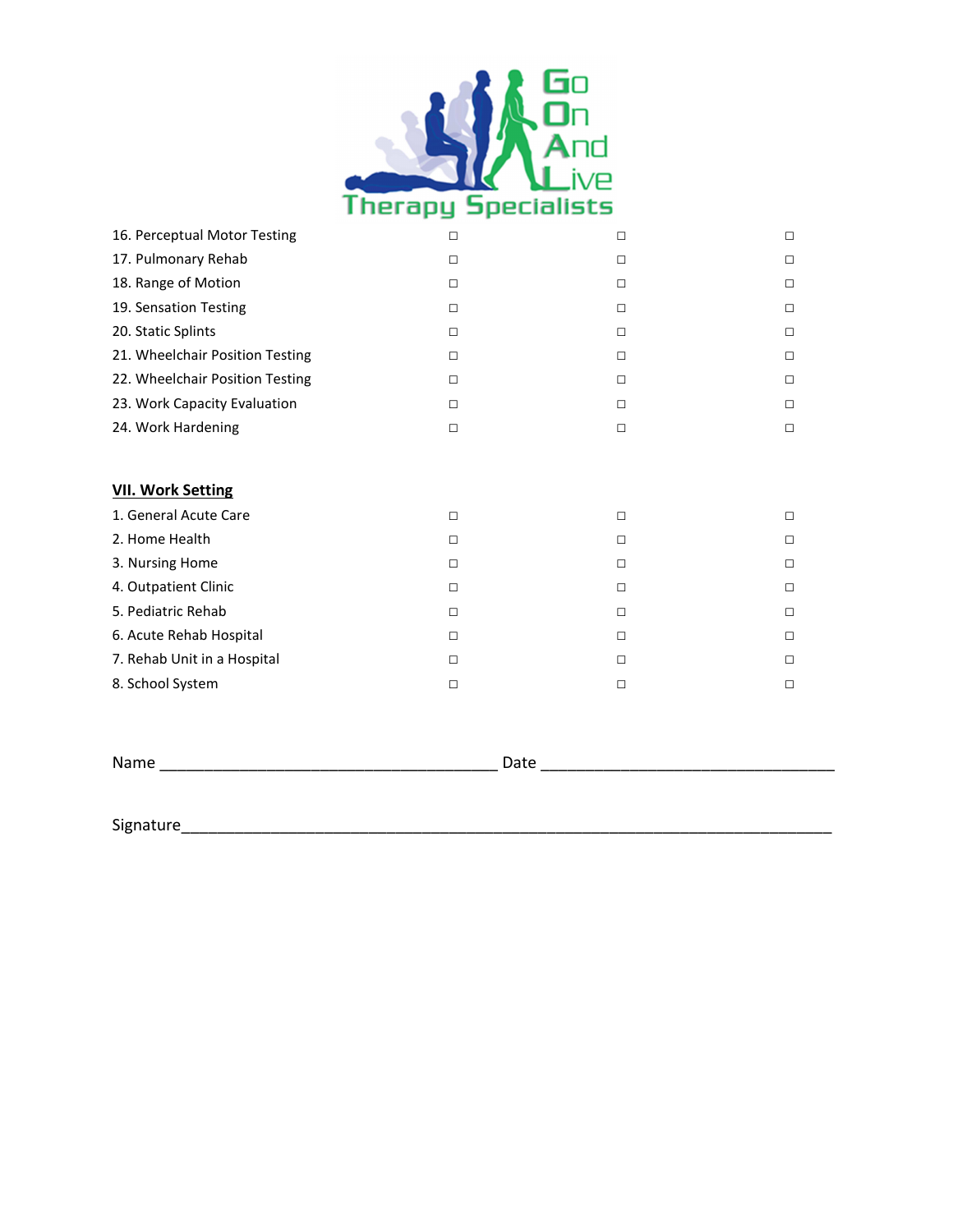Go On And Live Therapy Specialists

| | | | |
|---|---|---|---|
| 16. Perceptual Motor Testing | ☐ | ☐ | ☐ |
| 17. Pulmonary Rehab | ☐ | ☐ | ☐ |
| 18. Range of Motion | ☐ | ☐ | ☐ |
| 19. Sensation Testing | ☐ | ☐ | ☐ |
| 20. Static Splints | ☐ | ☐ | ☐ |
| 21. Wheelchair Position Testing | ☐ | ☐ | ☐ |
| 22. Wheelchair Position Testing | ☐ | ☐ | ☐ |
| 23. Work Capacity Evaluation | ☐ | ☐ | ☐ |
| 24. Work Hardening | ☐ | ☐ | ☐ |

## VII. Work Setting

| | | | |
|---|---|---|---|
| 1. General Acute Care | ☐ | ☐ | ☐ |
| 2. Home Health | ☐ | ☐ | ☐ |
| 3. Nursing Home | ☐ | ☐ | ☐ |
| 4. Outpatient Clinic | ☐ | ☐ | ☐ |
| 5. Pediatric Rehab | ☐ | ☐ | ☐ |
| 6. Acute Rehab Hospital | ☐ | ☐ | ☐ |
| 7. Rehab Unit in a Hospital | ☐ | ☐ | ☐ |
| 8. School System | ☐ | ☐ | ☐ |

Name ______________________________________ Date ________________________________

Signature__________________________________________________________________________